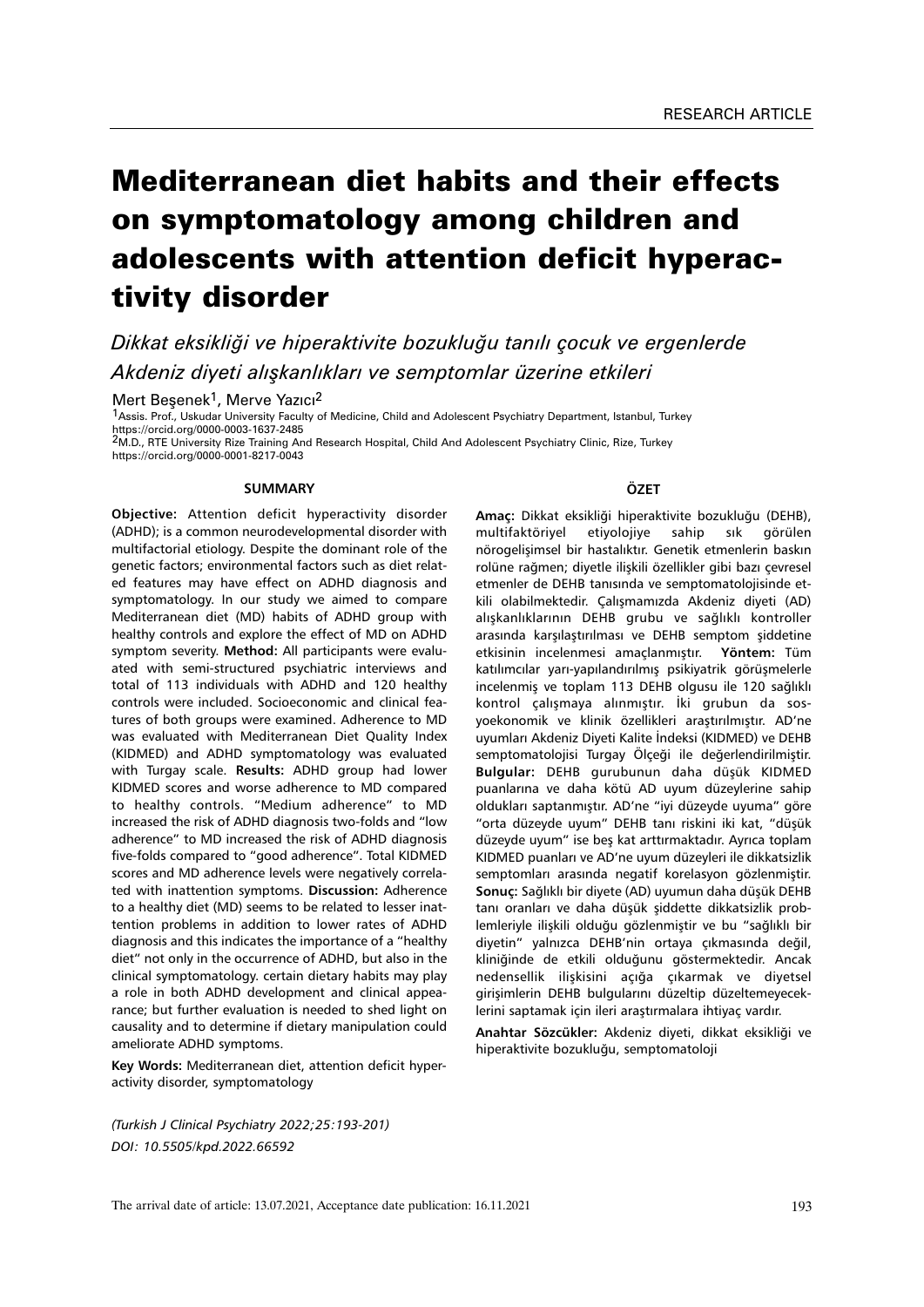RESEARCH ARTICLE

# Mediterranean diet habits and their effects on symptomatology among children and adolescents with attention deficit hyperactivity disorder

*Dikkat eksikliği ve hiperaktivite bozukluğu tanılı çocuk ve ergenlerde Akdeniz diyeti alışkanlıkları ve semptomlar üzerine etkileri*

Mert Beşenek[1], Merve Yazıcı[2]

[1]Assis. Prof., Uskudar University Faculty of Medicine, Child and Adolescent Psychiatry Department, Istanbul, Turkey
https://orcid.org/0000-0003-1637-2485
[2]M.D., RTE University Rize Training And Research Hospital, Child And Adolescent Psychiatry Clinic, Rize, Turkey
https://orcid.org/0000-0001-8217-0043

## SUMMARY

**Objective:** Attention deficit hyperactivity disorder (ADHD); is a common neurodevelopmental disorder with multifactorial etiology. Despite the dominant role of the genetic factors; environmental factors such as diet related features may have effect on ADHD diagnosis and symptomatology. In our study we aimed to compare Mediterranean diet (MD) habits of ADHD group with healthy controls and explore the effect of MD on ADHD symptom severity. **Method:** All participants were evaluated with semi-structured psychiatric interviews and total of 113 individuals with ADHD and 120 healthy controls were included. Socioeconomic and clinical features of both groups were examined. Adherence to MD was evaluated with Mediterranean Diet Quality Index (KIDMED) and ADHD symptomatology was evaluated with Turgay scale. **Results:** ADHD group had lower KIDMED scores and worse adherence to MD compared to healthy controls. "Medium adherence" to MD increased the risk of ADHD diagnosis two-folds and "low adherence" to MD increased the risk of ADHD diagnosis five-folds compared to "good adherence". Total KIDMED scores and MD adherence levels were negatively correlated with inattention symptoms. **Discussion:** Adherence to a healthy diet (MD) seems to be related to lesser inattention problems in addition to lower rates of ADHD diagnosis and this indicates the importance of a "healthy diet" not only in the occurrence of ADHD, but also in the clinical symptomatology. certain dietary habits may play a role in both ADHD development and clinical appearance; but further evaluation is needed to shed light on causality and to determine if dietary manipulation could ameliorate ADHD symptoms.

**Key Words:** Mediterranean diet, attention deficit hyperactivity disorder, symptomatology

## ÖZET

**Amaç:** Dikkat eksikliği hiperaktivite bozukluğu (DEHB), multifaktöriyel etiyolojiye sahip sık görülen nörogelişimsel bir hastalıktır. Genetik etmenlerin baskın rolüne rağmen; diyetle ilişkili özellikler gibi bazı çevresel etmenler de DEHB tanısında ve semptomatolojisinde etkili olabilmektedir. Çalışmamızda Akdeniz diyeti (AD) alışkanlıklarının DEHB grubu ve sağlıklı kontroller arasında karşılaştırılması ve DEHB semptom şiddetine etkisinin incelenmesi amaçlanmıştır. **Yöntem:** Tüm katılımcılar yarı-yapılandırılmış psikiyatrik görüşmelerle incelenmiş ve toplam 113 DEHB olgusu ile 120 sağlıklı kontrol çalışmaya alınmıştır. İki grubun da sosyoekonomik ve klinik özellikleri araştırılmıştır. AD'ne uyumları Akdeniz Diyeti Kalite İndeksi (KIDMED) ve DEHB semptomatolojisi Turgay Ölçeği ile değerlendirilmiştir. **Bulgular:** DEHB gurubunun daha düşük KIDMED puanlarına ve daha kötü AD uyum düzeylerine sahip oldukları saptanmıştır. AD'ne "iyi düzeyde uyuma" göre "orta düzeyde uyum" DEHB tanı riskini iki kat, "düşük düzeyde uyum" ise beş kat arttırmaktadır. Ayrıca toplam KIDMED puanları ve AD'ne uyum düzeyleri ile dikkatsizlik semptomları arasında negatif korelasyon gözlenmiştir. **Sonuç:** Sağlıklı bir diyete (AD) uyumun daha düşük DEHB tanı oranları ve daha düşük şiddette dikkatsizlik problemleriyle ilişkili olduğu gözlenmiştir ve bu "sağlıklı bir diyetin" yalnızca DEHB'nin ortaya çıkmasında değil, kliniğinde de etkili olduğunu göstermektedir. Ancak nedensellik ilişkisini açığa çıkarmak ve diyetsel girişimlerin DEHB bulgularını düzeltip düzeltemeyeceklerini saptamak için ileri araştırmalara ihtiyaç vardır.

**Anahtar Sözcükler:** Akdeniz diyeti, dikkat eksikliği ve hiperaktivite bozukluğu, semptomatoloji

*(Turkish J Clinical Psychiatry 2022;25:193-201)*
*DOI: 10.5505/kpd.2022.66592*

The arrival date of article: 13.07.2021, Acceptance date publication: 16.11.2021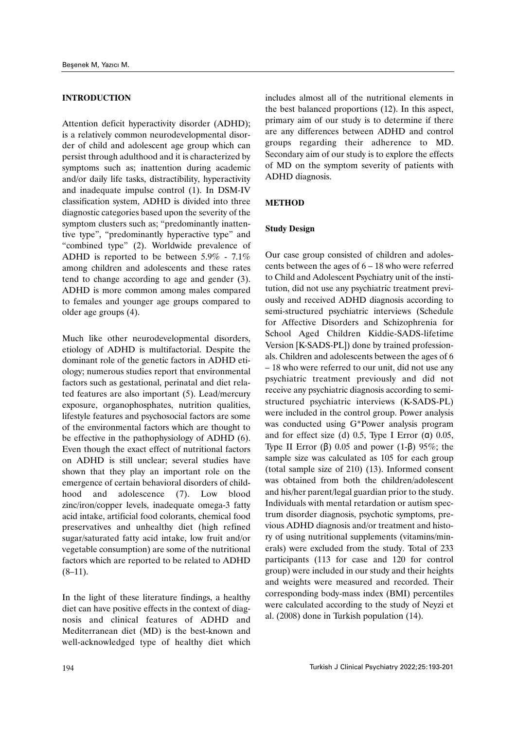## INTRODUCTION

Attention deficit hyperactivity disorder (ADHD); is a relatively common neurodevelopmental disorder of child and adolescent age group which can persist through adulthood and it is characterized by symptoms such as; inattention during academic and/or daily life tasks, distractibility, hyperactivity and inadequate impulse control (1). In DSM-IV classification system, ADHD is divided into three diagnostic categories based upon the severity of the symptom clusters such as; "predominantly inattentive type", "predominantly hyperactive type" and "combined type" (2). Worldwide prevalence of ADHD is reported to be between 5.9% - 7.1% among children and adolescents and these rates tend to change according to age and gender (3). ADHD is more common among males compared to females and younger age groups compared to older age groups (4).

Much like other neurodevelopmental disorders, etiology of ADHD is multifactorial. Despite the dominant role of the genetic factors in ADHD etiology; numerous studies report that environmental factors such as gestational, perinatal and diet related features are also important (5). Lead/mercury exposure, organophosphates, nutrition qualities, lifestyle features and psychosocial factors are some of the environmental factors which are thought to be effective in the pathophysiology of ADHD (6). Even though the exact effect of nutritional factors on ADHD is still unclear; several studies have shown that they play an important role on the emergence of certain behavioral disorders of childhood and adolescence (7). Low blood zinc/iron/copper levels, inadequate omega-3 fatty acid intake, artificial food colorants, chemical food preservatives and unhealthy diet (high refined sugar/saturated fatty acid intake, low fruit and/or vegetable consumption) are some of the nutritional factors which are reported to be related to ADHD (8–11).

In the light of these literature findings, a healthy diet can have positive effects in the context of diagnosis and clinical features of ADHD and Mediterranean diet (MD) is the best-known and well-acknowledged type of healthy diet which includes almost all of the nutritional elements in the best balanced proportions (12). In this aspect, primary aim of our study is to determine if there are any differences between ADHD and control groups regarding their adherence to MD. Secondary aim of our study is to explore the effects of MD on the symptom severity of patients with ADHD diagnosis.

## METHOD

### Study Design

Our case group consisted of children and adolescents between the ages of 6 – 18 who were referred to Child and Adolescent Psychiatry unit of the institution, did not use any psychiatric treatment previously and received ADHD diagnosis according to semi-structured psychiatric interviews (Schedule for Affective Disorders and Schizophrenia for School Aged Children Kiddie-SADS-lifetime Version [K-SADS-PL]) done by trained professionals. Children and adolescents between the ages of 6 – 18 who were referred to our unit, did not use any psychiatric treatment previously and did not receive any psychiatric diagnosis according to semi-structured psychiatric interviews (K-SADS-PL) were included in the control group. Power analysis was conducted using G*Power analysis program and for effect size (d) 0.5, Type I Error (α) 0.05, Type II Error (β) 0.05 and power (1-β) 95%; the sample size was calculated as 105 for each group (total sample size of 210) (13). Informed consent was obtained from both the children/adolescent and his/her parent/legal guardian prior to the study. Individuals with mental retardation or autism spectrum disorder diagnosis, psychotic symptoms, previous ADHD diagnosis and/or treatment and history of using nutritional supplements (vitamins/minerals) were excluded from the study. Total of 233 participants (113 for case and 120 for control group) were included in our study and their heights and weights were measured and recorded. Their corresponding body-mass index (BMI) percentiles were calculated according to the study of Neyzi et al. (2008) done in Turkish population (14).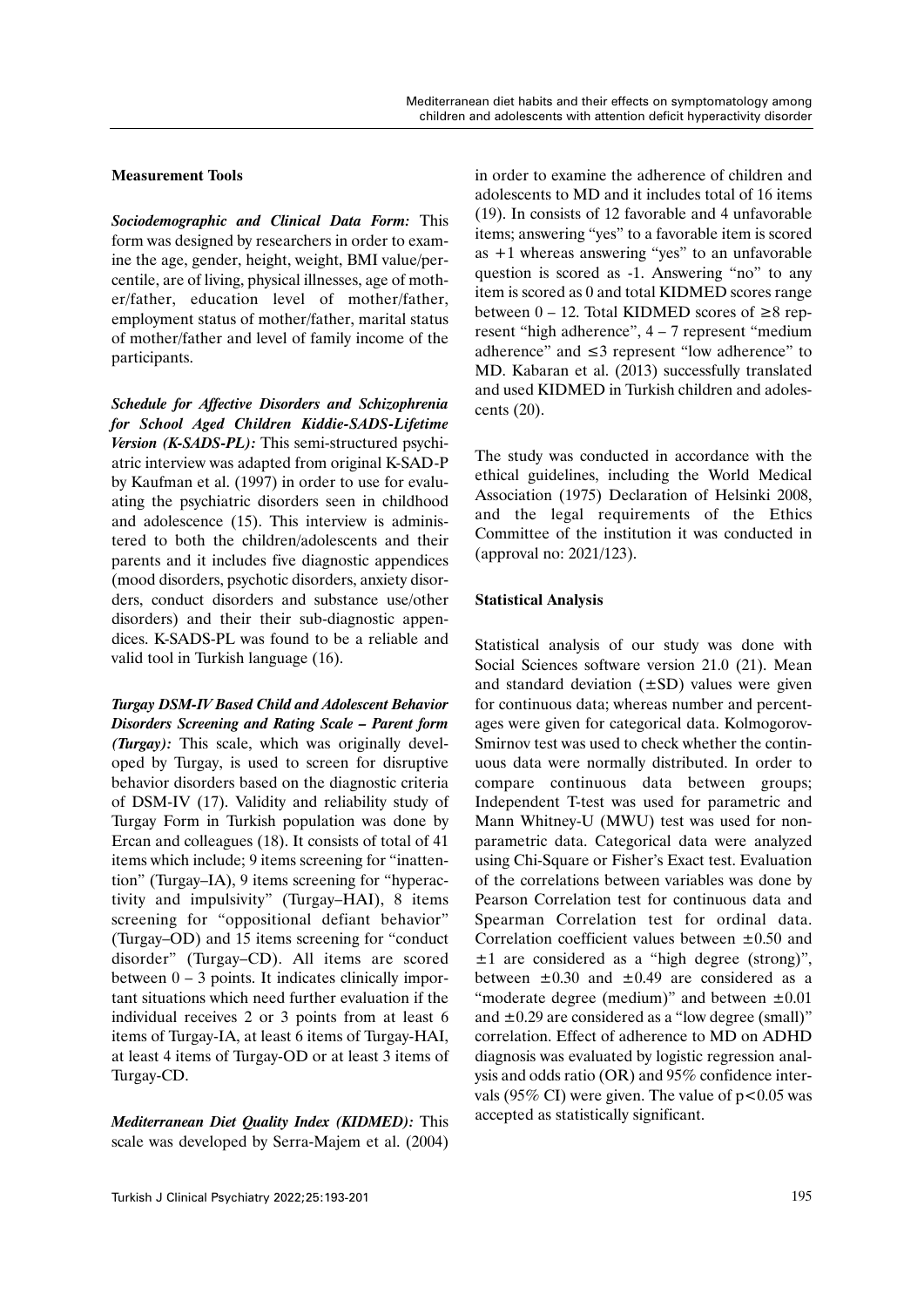### Measurement Tools

***Sociodemographic and Clinical Data Form:*** This form was designed by researchers in order to examine the age, gender, height, weight, BMI value/percentile, are of living, physical illnesses, age of mother/father, education level of mother/father, employment status of mother/father, marital status of mother/father and level of family income of the participants.

***Schedule for Affective Disorders and Schizophrenia for School Aged Children Kiddie-SADS-Lifetime Version (K-SADS-PL):*** This semi-structured psychiatric interview was adapted from original K-SAD-P by Kaufman et al. (1997) in order to use for evaluating the psychiatric disorders seen in childhood and adolescence (15). This interview is administered to both the children/adolescents and their parents and it includes five diagnostic appendices (mood disorders, psychotic disorders, anxiety disorders, conduct disorders and substance use/other disorders) and their their sub-diagnostic appendices. K-SADS-PL was found to be a reliable and valid tool in Turkish language (16).

***Turgay DSM-IV Based Child and Adolescent Behavior Disorders Screening and Rating Scale – Parent form (Turgay):*** This scale, which was originally developed by Turgay, is used to screen for disruptive behavior disorders based on the diagnostic criteria of DSM-IV (17). Validity and reliability study of Turgay Form in Turkish population was done by Ercan and colleagues (18). It consists of total of 41 items which include; 9 items screening for "inattention" (Turgay–IA), 9 items screening for "hyperactivity and impulsivity" (Turgay–HAI), 8 items screening for "oppositional defiant behavior" (Turgay–OD) and 15 items screening for "conduct disorder" (Turgay–CD). All items are scored between 0 – 3 points. It indicates clinically important situations which need further evaluation if the individual receives 2 or 3 points from at least 6 items of Turgay-IA, at least 6 items of Turgay-HAI, at least 4 items of Turgay-OD or at least 3 items of Turgay-CD.

***Mediterranean Diet Quality Index (KIDMED):*** This scale was developed by Serra-Majem et al. (2004) in order to examine the adherence of children and adolescents to MD and it includes total of 16 items (19). In consists of 12 favorable and 4 unfavorable items; answering "yes" to a favorable item is scored as +1 whereas answering "yes" to an unfavorable question is scored as -1. Answering "no" to any item is scored as 0 and total KIDMED scores range between 0 – 12. Total KIDMED scores of ≥8 represent "high adherence", 4 – 7 represent "medium adherence" and ≤3 represent "low adherence" to MD. Kabaran et al. (2013) successfully translated and used KIDMED in Turkish children and adolescents (20).

The study was conducted in accordance with the ethical guidelines, including the World Medical Association (1975) Declaration of Helsinki 2008, and the legal requirements of the Ethics Committee of the institution it was conducted in (approval no: 2021/123).

### Statistical Analysis

Statistical analysis of our study was done with Social Sciences software version 21.0 (21). Mean and standard deviation (±SD) values were given for continuous data; whereas number and percentages were given for categorical data. Kolmogorov-Smirnov test was used to check whether the continuous data were normally distributed. In order to compare continuous data between groups; Independent T-test was used for parametric and Mann Whitney-U (MWU) test was used for nonparametric data. Categorical data were analyzed using Chi-Square or Fisher's Exact test. Evaluation of the correlations between variables was done by Pearson Correlation test for continuous data and Spearman Correlation test for ordinal data. Correlation coefficient values between ±0.50 and ±1 are considered as a "high degree (strong)", between ±0.30 and ±0.49 are considered as a "moderate degree (medium)" and between ±0.01 and ±0.29 are considered as a "low degree (small)" correlation. Effect of adherence to MD on ADHD diagnosis was evaluated by logistic regression analysis and odds ratio (OR) and 95% confidence intervals (95% CI) were given. The value of $p<0.05$ was accepted as statistically significant.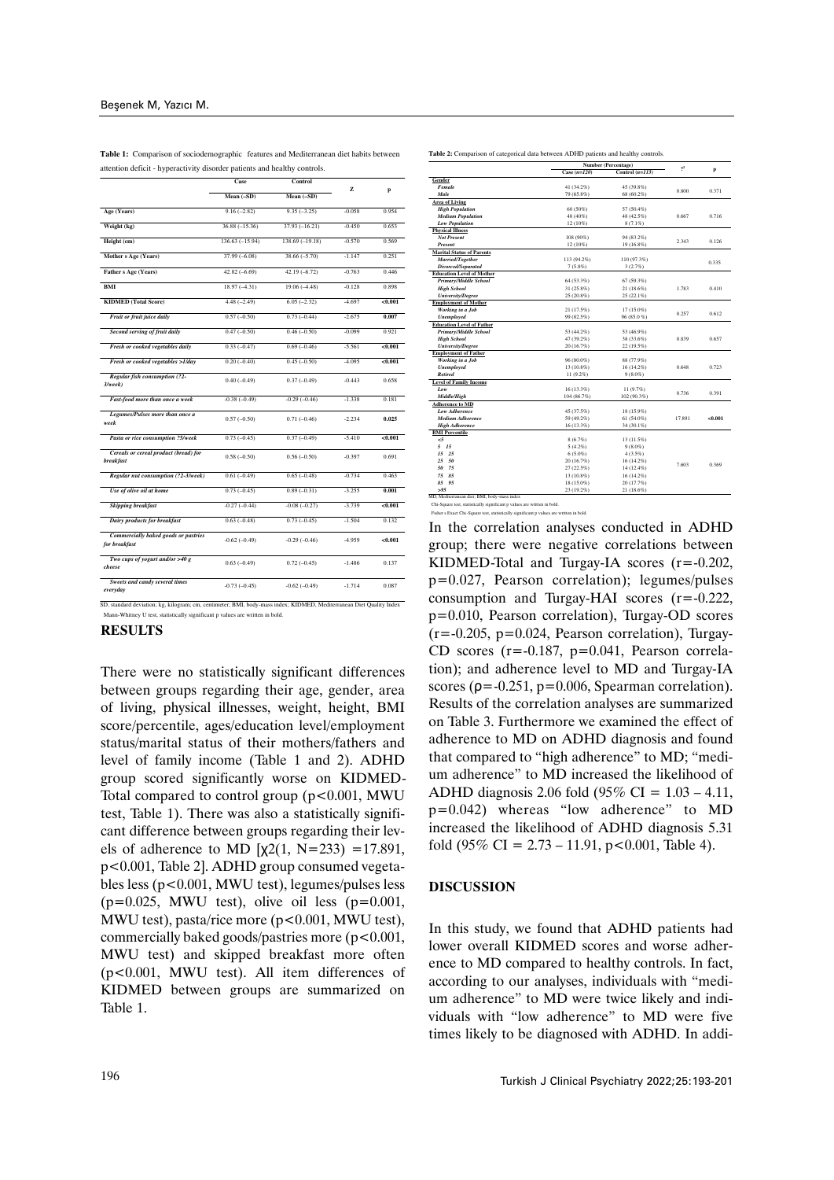**Table 1:** Comparison of sociodemographic features and Mediterranean diet habits between attention deficit - hyperactivity disorder patients and healthy controls.

| | Case | Control | Z | p |
|---|---|---|---|---|
| | Mean (–SD) | Mean (–SD) | | |
| **Age (Years)** | 9.16 (–2.82) | 9.35 (–3.25) | -0.058 | 0.954 |
| **Weight (kg)** | 36.88 (–15.36) | 37.93 (–16.21) | -0.450 | 0.653 |
| **Height (cm)** | 136.63 (–15.94) | 138.69 (–19.18) | -0.570 | 0.569 |
| **Mother s Age (Years)** | 37.99 (–6.08) | 38.66 (–5.70) | -1.147 | 0.251 |
| **Father s Age (Years)** | 42.82 (–6.69) | 42.19 (–6.72) | -0.763 | 0.446 |
| **BMI** | 18.97 (–4.31) | 19.06 (–4.48) | -0.128 | 0.898 |
| **KIDMED (Total Score)** | 4.48 (–2.49) | 6.05 (–2.32) | -4.697 | **<0.001** |
| *Fruit or fruit juice daily* | 0.57 (–0.50) | 0.73 (–0.44) | -2.675 | **0.007** |
| *Second serving of fruit daily* | 0.47 (–0.50) | 0.46 (–0.50) | -0.099 | 0.921 |
| *Fresh or cooked vegetables daily* | 0.33 (–0.47) | 0.69 (–0.46) | -5.561 | **<0.001** |
| *Fresh or cooked vegetables >1/day* | 0.20 (–0.40) | 0.45 (–0.50) | -4.095 | **<0.001** |
| *Regular fish consumption (?2-3/week)* | 0.40 (–0.49) | 0.37 (–0.49) | -0.443 | 0.658 |
| *Fast-food more than once a week* | -0.38 (–0.49) | -0.29 (–0.46) | -1.338 | 0.181 |
| *Legumes/Pulses more than once a week* | 0.57 (–0.50) | 0.71 (–0.46) | -2.234 | **0.025** |
| *Pasta or rice consumption ?5/week* | 0.73 (–0.45) | 0.37 (–0.49) | -5.410 | **<0.001** |
| *Cereals or cereal product (bread) for breakfast* | 0.58 (–0.50) | 0.56 (–0.50) | -0.397 | 0.691 |
| *Regular nut consumption (?2-3/week)* | 0.61 (–0.49) | 0.65 (–0.48) | -0.734 | 0.463 |
| *Use of olive oil at home* | 0.73 (–0.45) | 0.89 (–0.31) | -3.255 | **0.001** |
| *Skipping breakfast* | -0.27 (–0.44) | -0.08 (–0.27) | -3.739 | **<0.001** |
| *Dairy products for breakfast* | 0.63 (–0.48) | 0.73 (–0.45) | -1.504 | 0.132 |
| *Commercially baked goods or pastries for breakfast* | -0.62 (–0.49) | -0.29 (–0.46) | -4.959 | **<0.001** |
| *Two cups of yogurt and/or >40 g cheese* | 0.63 (–0.49) | 0.72 (–0.45) | -1.486 | 0.137 |
| *Sweets and candy several times everyday* | -0.73 (–0.45) | -0.62 (–0.49) | -1.714 | 0.087 |

SD, standard deviation; kg, kilogram; cm, centimeter; BMI, body-mass index; KIDMED, Mediterranean Diet Quality Index
Mann-Whitney U test, statistically significant p values are written in bold.

**Table 2:** Comparison of categorical data between ADHD patients and healthy controls.

| | Number (Percentage) | | $\chi^2$ | p |
|---|---|---|---|---|
| | Case (n=120) | Control (n=113) | | |
| **Gender** | | | | |
| *Female* | 41 (34.2%) | 45 (39.8%) | 0.800 | 0.371 |
| *Male* | 79 (65.8%) | 68 (60.2%) | | |
| **Area of Living** | | | | |
| *High Population* | 60 (50%) | 57 (50.4%) | 0.667 | 0.716 |
| *Medium Population* | 48 (40%) | 48 (42.5%) | | |
| *Low Population* | 12 (10%) | 8 (7.1%) | | |
| **Physical Illness** | | | | |
| *Not Present* | 108 (90%) | 94 (83.2%) | 2.343 | 0.126 |
| *Present* | 12 (10%) | 19 (16.8%) | | |
| **Marital Status of Parents** | | | | |
| *Married/Together* | 113 (94.2%) | 110 (97.3%) | | 0.335 |
| *Divorced/Separated* | 7 (5.8%) | 3 (2.7%) | | |
| **Education Level of Mother** | | | | |
| *Primary/Middle School* | 64 (53.3%) | 67 (59.3%) | 1.783 | 0.410 |
| *High School* | 31 (25.8%) | 21 (18.6%) | | |
| *University/Degree* | 25 (20.8%) | 25 (22.1%) | | |
| **Employment of Mother** | | | | |
| *Working in a Job* | 21 (17.5%) | 17 (15.0%) | 0.257 | 0.612 |
| *Unemployed* | 99 (82.5%) | 96 (85.0%) | | |
| **Education Level of Father** | | | | |
| *Primary/Middle School* | 53 (44.2%) | 53 (46.9%) | 0.839 | 0.657 |
| *High School* | 47 (39.2%) | 38 (33.6%) | | |
| *University/Degree* | 20 (16.7%) | 22 (19.5%) | | |
| **Employment of Father** | | | | |
| *Working in a Job* | 96 (80.0%) | 88 (77.9%) | 0.648 | 0.723 |
| *Unemployed* | 13 (10.8%) | 16 (14.2%) | | |
| *Retired* | 11 (9.2%) | 9 (8.0%) | | |
| **Level of Family Income** | | | | |
| *Low* | 16 (13.3%) | 11 (9.7%) | 0.736 | 0.391 |
| *Middle/High* | 104 (86.7%) | 102 (90.3%) | | |
| **Adherence to MD** | | | | |
| *Low Adherence* | 45 (37.5%) | 18 (15.9%) | 17.891 | **<0.001** |
| *Medium Adherence* | 59 (49.2%) | 61 (54.0%) | | |
| *High Adherence* | 16 (13.3%) | 34 (30.1%) | | |
| **BMI Percentile** | | | | |
| *<5* | 8 (6.7%) | 13 (11.5%) | 7.603 | 0.369 |
| *5 15* | 5 (4.2%) | 9 (8.0%) | | |
| *15 25* | 6 (5.0%) | 4 (3.5%) | | |
| *25 50* | 20 (16.7%) | 16 (14.2%) | | |
| *50 75* | 27 (22.5%) | 14 (12.4%) | | |
| *75 85* | 13 (10.8%) | 16 (14.2%) | | |
| *85 95* | 18 (15.0%) | 20 (17.7%) | | |
| *>95* | 23 (19.2%) | 21 (18.6%) | | |

MD, Mediterranean diet; BMI, body-mass index
Chi-Square test, statistically significant p values are written in bold.
Fisher s Exact Chi-Square test, statistically significant p values are written in bold.

## RESULTS

There were no statistically significant differences between groups regarding their age, gender, area of living, physical illnesses, weight, height, BMI score/percentile, ages/education level/employment status/marital status of their mothers/fathers and level of family income (Table 1 and 2). ADHD group scored significantly worse on KIDMED-Total compared to control group ($p<0.001$, MWU test, Table 1). There was also a statistically significant difference between groups regarding their levels of adherence to MD [$\chi^2(1, N=233)=17.891$, $p<0.001$, Table 2]. ADHD group consumed vegetables less ($p<0.001$, MWU test), legumes/pulses less ($p=0.025$, MWU test), olive oil less ($p=0.001$, MWU test), pasta/rice more ($p<0.001$, MWU test), commercially baked goods/pastries more ($p<0.001$, MWU test) and skipped breakfast more often ($p<0.001$, MWU test). All item differences of KIDMED between groups are summarized on Table 1.

In the correlation analyses conducted in ADHD group; there were negative correlations between KIDMED-Total and Turgay-IA scores ($r=-0.202$, $p=0.027$, Pearson correlation); legumes/pulses consumption and Turgay-HAI scores ($r=-0.222$, $p=0.010$, Pearson correlation), Turgay-OD scores ($r=-0.205$, $p=0.024$, Pearson correlation), Turgay-CD scores ($r=-0.187$, $p=0.041$, Pearson correlation); and adherence level to MD and Turgay-IA scores ($\rho=-0.251$, $p=0.006$, Spearman correlation). Results of the correlation analyses are summarized on Table 3. Furthermore we examined the effect of adherence to MD on ADHD diagnosis and found that compared to "high adherence" to MD; "medium adherence" to MD increased the likelihood of ADHD diagnosis 2.06 fold (95% CI = 1.03 – 4.11, $p=0.042$) whereas "low adherence" to MD increased the likelihood of ADHD diagnosis 5.31 fold (95% CI = 2.73 – 11.91, $p<0.001$, Table 4).

## DISCUSSION

In this study, we found that ADHD patients had lower overall KIDMED scores and worse adherence to MD compared to healthy controls. In fact, according to our analyses, individuals with "medium adherence" to MD were twice likely and individuals with "low adherence" to MD were five times likely to be diagnosed with ADHD. In addi-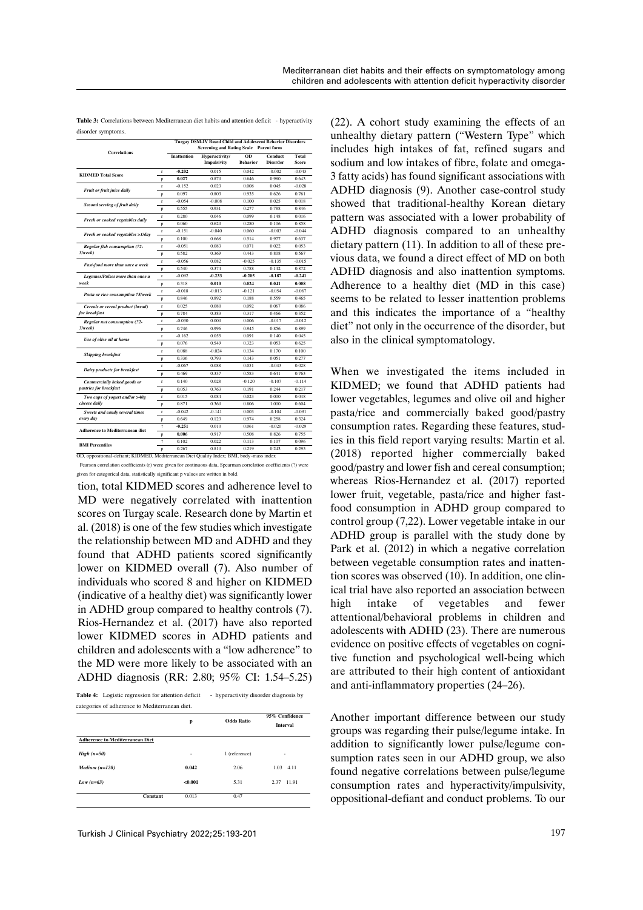**Table 3:** Correlations between Mediterranean diet habits and attention deficit - hyperactivity disorder symptoms.

| Correlations | | Turgay DSM-IV Based Child and Adolescent Behavior Disorders Screening and Rating Scale Parent form | | | | |
|---|---|---|---|---|---|---|
| | | Inattention | Hyperactivity/ Impulsivity | OD Behavior | Conduct Disorder | Total Score |
| KIDMED Total Score | r | **-0.202** | 0.015 | 0.042 | -0.002 | -0.043 |
| | p | **0.027** | 0.870 | 0.646 | 0.980 | 0.643 |
| Fruit or fruit juice daily | r | -0.152 | 0.023 | 0.008 | 0.045 | -0.028 |
| | p | 0.097 | 0.803 | 0.935 | 0.626 | 0.761 |
| Second serving of fruit daily | r | -0.054 | -0.008 | 0.100 | 0.025 | 0.018 |
| | p | 0.555 | 0.931 | 0.277 | 0.788 | 0.846 |
| Fresh or cooked vegetables daily | r | 0.280 | 0.046 | 0.099 | 0.148 | 0.016 |
| | p | 0.060 | 0.620 | 0.280 | 0.106 | 0.858 |
| Fresh or cooked vegetables >1/day | r | -0.151 | -0.040 | 0.060 | -0.003 | -0.044 |
| | p | 0.100 | 0.668 | 0.514 | 0.977 | 0.637 |
| Regular fish consumption (?2-3/week) | r | -0.051 | 0.083 | 0.071 | 0.022 | 0.053 |
| | p | 0.582 | 0.369 | 0.443 | 0.808 | 0.567 |
| Fast-food more than once a week | r | -0.056 | 0.082 | -0.025 | -0.135 | -0.015 |
| | p | 0.540 | 0.374 | 0.788 | 0.142 | 0.872 |
| Legumes/Pulses more than once a week | r | -0.092 | **-0.233** | **-0.205** | **-0.187** | **-0.241** |
| | p | 0.318 | **0.010** | **0.024** | **0.041** | **0.008** |
| Pasta or rice consumption ?5/week | r | -0.018 | -0.013 | -0.121 | -0.054 | -0.067 |
| | p | 0.846 | 0.892 | 0.188 | 0.559 | 0.465 |
| Cereals or cereal product (bread) for breakfast | r | 0.025 | 0.080 | 0.092 | 0.067 | 0.086 |
| | p | 0.784 | 0.383 | 0.317 | 0.466 | 0.352 |
| Regular nut consumption (?2-3/week) | r | -0.030 | 0.000 | 0.006 | -0.017 | -0.012 |
| | p | 0.746 | 0.996 | 0.945 | 0.856 | 0.899 |
| Use of olive oil at home | r | -0.162 | 0.055 | 0.091 | 0.140 | 0.045 |
| | p | 0.076 | 0.549 | 0.323 | 0.053 | 0.625 |
| Skipping breakfast | r | 0.088 | -0.024 | 0.134 | 0.170 | 0.100 |
| | p | 0.336 | 0.793 | 0.143 | 0.051 | 0.277 |
| Dairy products for breakfast | r | -0.067 | 0.088 | 0.051 | -0.043 | 0.028 |
| | p | 0.469 | 0.337 | 0.583 | 0.641 | 0.763 |
| Commercially baked goods or pastries for breakfast | r | 0.140 | 0.028 | -0.120 | -0.107 | -0.114 |
| | p | 0.053 | 0.763 | 0.191 | 0.244 | 0.217 |
| Two cups of yogurt and/or >40g cheese daily | r | 0.015 | 0.084 | 0.023 | 0.000 | 0.048 |
| | p | 0.871 | 0.360 | 0.806 | 1.000 | 0.604 |
| Sweets and candy several times every day | r | -0.042 | -0.141 | 0.003 | -0.104 | -0.091 |
| | p | 0.649 | 0.123 | 0.974 | 0.258 | 0.324 |
| Adherence to Mediterranean diet | ? | **-0.251** | 0.010 | 0.061 | -0.020 | -0.029 |
| | p | **0.006** | 0.917 | 0.508 | 0.826 | 0.755 |
| BMI Percentiles | ? | 0.102 | 0.022 | 0.113 | 0.107 | 0.096 |
| | p | 0.267 | 0.810 | 0.219 | 0.243 | 0.295 |

OD, oppositional-defiant; KIDMED, Mediterranean Diet Quality Index; BMI, body-mass index

Pearson correlation coefficients (r) were given for continuous data, Spearman correlation coefficients (?) were given for categorical data, statistically significant p values are written in bold.

tion, total KIDMED scores and adherence level to MD were negatively correlated with inattention scores on Turgay scale. Research done by Martin et al. (2018) is one of the few studies which investigate the relationship between MD and ADHD and they found that ADHD patients scored significantly lower on KIDMED overall (7). Also number of individuals who scored 8 and higher on KIDMED (indicative of a healthy diet) was significantly lower in ADHD group compared to healthy controls (7). Rios-Hernandez et al. (2017) have also reported lower KIDMED scores in ADHD patients and children and adolescents with a "low adherence" to the MD were more likely to be associated with an ADHD diagnosis (RR: 2.80; 95% CI: 1.54–5.25) (22). A cohort study examining the effects of an unhealthy dietary pattern ("Western Type" which includes high intakes of fat, refined sugars and sodium and low intakes of fibre, folate and omega-3 fatty acids) has found significant associations with ADHD diagnosis (9). Another case-control study showed that traditional-healthy Korean dietary pattern was associated with a lower probability of ADHD diagnosis compared to an unhealthy dietary pattern (11). In addition to all of these previous data, we found a direct effect of MD on both ADHD diagnosis and also inattention symptoms. Adherence to a healthy diet (MD in this case) seems to be related to lesser inattention problems and this indicates the importance of a "healthy diet" not only in the occurrence of the disorder, but also in the clinical symptomatology.

**Table 4:** Logistic regression for attention deficit - hyperactivity disorder diagnosis by categories of adherence to Mediterranean diet.

| | p | Odds Ratio | 95% Confidence Interval |
|---|---|---|---|
| **Adherence to Mediterranean Diet** | | | |
| High (n=50) | - | 1 (reference) | - |
| Medium (n=120) | **0.042** | 2.06 | 1.03 4.11 |
| Low (n=63) | **<0.001** | 5.31 | 2.37 11.91 |
| Constant | 0.013 | 0.47 | |

When we investigated the items included in KIDMED; we found that ADHD patients had lower vegetables, legumes and olive oil and higher pasta/rice and commercially baked good/pastry consumption rates. Regarding these features, studies in this field report varying results: Martin et al. (2018) reported higher commercially baked good/pastry and lower fish and cereal consumption; whereas Rios-Hernandez et al. (2017) reported lower fruit, vegetable, pasta/rice and higher fast-food consumption in ADHD group compared to control group (7,22). Lower vegetable intake in our ADHD group is parallel with the study done by Park et al. (2012) in which a negative correlation between vegetable consumption rates and inattention scores was observed (10). In addition, one clinical trial have also reported an association between high intake of vegetables and fewer attentional/behavioral problems in children and adolescents with ADHD (23). There are numerous evidence on positive effects of vegetables on cognitive function and psychological well-being which are attributed to their high content of antioxidant and anti-inflammatory properties (24–26).

Another important difference between our study groups was regarding their pulse/legume intake. In addition to significantly lower pulse/legume consumption rates seen in our ADHD group, we also found negative correlations between pulse/legume consumption rates and hyperactivity/impulsivity, oppositional-defiant and conduct problems. To our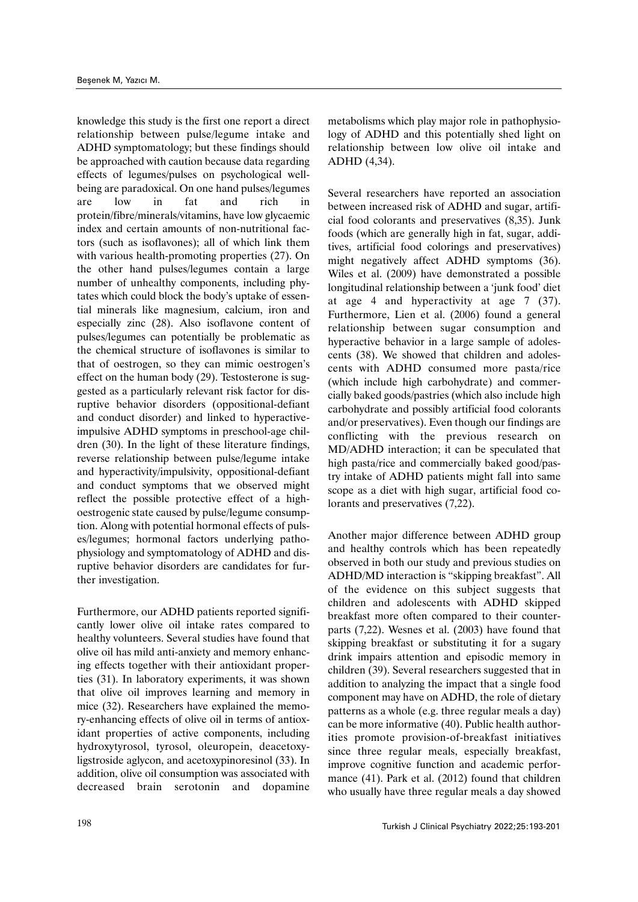knowledge this study is the first one report a direct relationship between pulse/legume intake and ADHD symptomatology; but these findings should be approached with caution because data regarding effects of legumes/pulses on psychological well-being are paradoxical. On one hand pulses/legumes are low in fat and rich in protein/fibre/minerals/vitamins, have low glycaemic index and certain amounts of non-nutritional factors (such as isoflavones); all of which link them with various health-promoting properties (27). On the other hand pulses/legumes contain a large number of unhealthy components, including phytates which could block the body's uptake of essential minerals like magnesium, calcium, iron and especially zinc (28). Also isoflavone content of pulses/legumes can potentially be problematic as the chemical structure of isoflavones is similar to that of oestrogen, so they can mimic oestrogen's effect on the human body (29). Testosterone is suggested as a particularly relevant risk factor for disruptive behavior disorders (oppositional-defiant and conduct disorder) and linked to hyperactive-impulsive ADHD symptoms in preschool-age children (30). In the light of these literature findings, reverse relationship between pulse/legume intake and hyperactivity/impulsivity, oppositional-defiant and conduct symptoms that we observed might reflect the possible protective effect of a high-oestrogenic state caused by pulse/legume consumption. Along with potential hormonal effects of pulses/legumes; hormonal factors underlying pathophysiology and symptomatology of ADHD and disruptive behavior disorders are candidates for further investigation.

Furthermore, our ADHD patients reported significantly lower olive oil intake rates compared to healthy volunteers. Several studies have found that olive oil has mild anti-anxiety and memory enhancing effects together with their antioxidant properties (31). In laboratory experiments, it was shown that olive oil improves learning and memory in mice (32). Researchers have explained the memory-enhancing effects of olive oil in terms of antioxidant properties of active components, including hydroxytyrosol, tyrosol, oleuropein, deacetoxy-ligstroside aglycon, and acetoxypinoresinol (33). In addition, olive oil consumption was associated with decreased brain serotonin and dopamine metabolisms which play major role in pathophysiology of ADHD and this potentially shed light on relationship between low olive oil intake and ADHD (4,34).

Several researchers have reported an association between increased risk of ADHD and sugar, artificial food colorants and preservatives (8,35). Junk foods (which are generally high in fat, sugar, additives, artificial food colorings and preservatives) might negatively affect ADHD symptoms (36). Wiles et al. (2009) have demonstrated a possible longitudinal relationship between a 'junk food' diet at age 4 and hyperactivity at age 7 (37). Furthermore, Lien et al. (2006) found a general relationship between sugar consumption and hyperactive behavior in a large sample of adolescents (38). We showed that children and adolescents with ADHD consumed more pasta/rice (which include high carbohydrate) and commercially baked goods/pastries (which also include high carbohydrate and possibly artificial food colorants and/or preservatives). Even though our findings are conflicting with the previous research on MD/ADHD interaction; it can be speculated that high pasta/rice and commercially baked good/pastry intake of ADHD patients might fall into same scope as a diet with high sugar, artificial food colorants and preservatives (7,22).

Another major difference between ADHD group and healthy controls which has been repeatedly observed in both our study and previous studies on ADHD/MD interaction is "skipping breakfast". All of the evidence on this subject suggests that children and adolescents with ADHD skipped breakfast more often compared to their counterparts (7,22). Wesnes et al. (2003) have found that skipping breakfast or substituting it for a sugary drink impairs attention and episodic memory in children (39). Several researchers suggested that in addition to analyzing the impact that a single food component may have on ADHD, the role of dietary patterns as a whole (e.g. three regular meals a day) can be more informative (40). Public health authorities promote provision-of-breakfast initiatives since three regular meals, especially breakfast, improve cognitive function and academic performance (41). Park et al. (2012) found that children who usually have three regular meals a day showed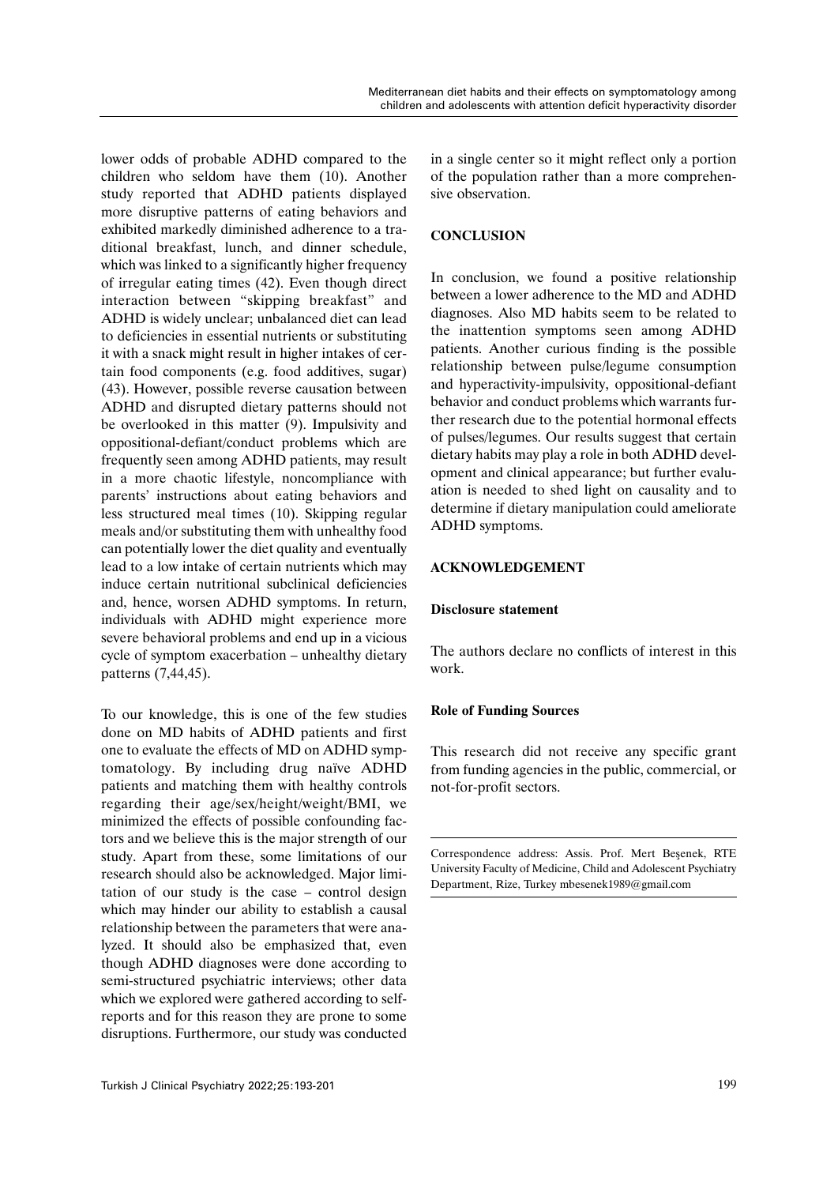lower odds of probable ADHD compared to the children who seldom have them (10). Another study reported that ADHD patients displayed more disruptive patterns of eating behaviors and exhibited markedly diminished adherence to a traditional breakfast, lunch, and dinner schedule, which was linked to a significantly higher frequency of irregular eating times (42). Even though direct interaction between "skipping breakfast" and ADHD is widely unclear; unbalanced diet can lead to deficiencies in essential nutrients or substituting it with a snack might result in higher intakes of certain food components (e.g. food additives, sugar) (43). However, possible reverse causation between ADHD and disrupted dietary patterns should not be overlooked in this matter (9). Impulsivity and oppositional-defiant/conduct problems which are frequently seen among ADHD patients, may result in a more chaotic lifestyle, noncompliance with parents' instructions about eating behaviors and less structured meal times (10). Skipping regular meals and/or substituting them with unhealthy food can potentially lower the diet quality and eventually lead to a low intake of certain nutrients which may induce certain nutritional subclinical deficiencies and, hence, worsen ADHD symptoms. In return, individuals with ADHD might experience more severe behavioral problems and end up in a vicious cycle of symptom exacerbation – unhealthy dietary patterns (7,44,45).

To our knowledge, this is one of the few studies done on MD habits of ADHD patients and first one to evaluate the effects of MD on ADHD symptomatology. By including drug naïve ADHD patients and matching them with healthy controls regarding their age/sex/height/weight/BMI, we minimized the effects of possible confounding factors and we believe this is the major strength of our study. Apart from these, some limitations of our research should also be acknowledged. Major limitation of our study is the case – control design which may hinder our ability to establish a causal relationship between the parameters that were analyzed. It should also be emphasized that, even though ADHD diagnoses were done according to semi-structured psychiatric interviews; other data which we explored were gathered according to self-reports and for this reason they are prone to some disruptions. Furthermore, our study was conducted in a single center so it might reflect only a portion of the population rather than a more comprehensive observation.

## CONCLUSION

In conclusion, we found a positive relationship between a lower adherence to the MD and ADHD diagnoses. Also MD habits seem to be related to the inattention symptoms seen among ADHD patients. Another curious finding is the possible relationship between pulse/legume consumption and hyperactivity-impulsivity, oppositional-defiant behavior and conduct problems which warrants further research due to the potential hormonal effects of pulses/legumes. Our results suggest that certain dietary habits may play a role in both ADHD development and clinical appearance; but further evaluation is needed to shed light on causality and to determine if dietary manipulation could ameliorate ADHD symptoms.

## ACKNOWLEDGEMENT

### Disclosure statement

The authors declare no conflicts of interest in this work.

### Role of Funding Sources

This research did not receive any specific grant from funding agencies in the public, commercial, or not-for-profit sectors.

---

Correspondence address: Assis. Prof. Mert Beşenek, RTE University Faculty of Medicine, Child and Adolescent Psychiatry Department, Rize, Turkey mbesenek1989@gmail.com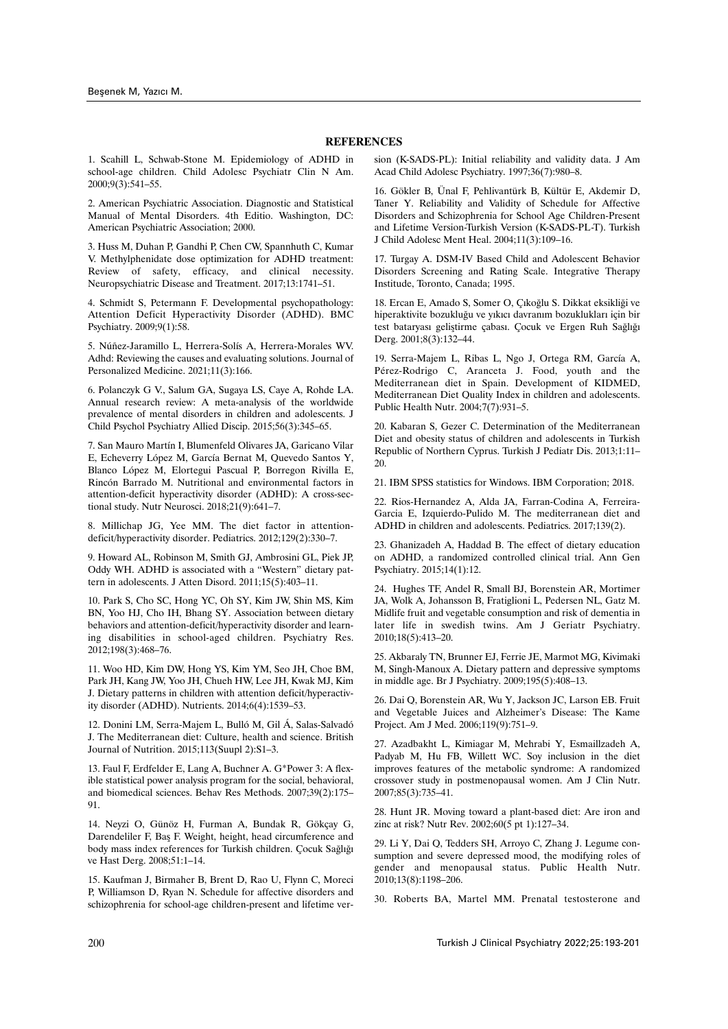## REFERENCES

1. Scahill L, Schwab-Stone M. Epidemiology of ADHD in school-age children. Child Adolesc Psychiatr Clin N Am. 2000;9(3):541–55.

2. American Psychiatric Association. Diagnostic and Statistical Manual of Mental Disorders. 4th Editio. Washington, DC: American Psychiatric Association; 2000.

3. Huss M, Duhan P, Gandhi P, Chen CW, Spannhuth C, Kumar V. Methylphenidate dose optimization for ADHD treatment: Review of safety, efficacy, and clinical necessity. Neuropsychiatric Disease and Treatment. 2017;13:1741–51.

4. Schmidt S, Petermann F. Developmental psychopathology: Attention Deficit Hyperactivity Disorder (ADHD). BMC Psychiatry. 2009;9(1):58.

5. Núñez-Jaramillo L, Herrera-Solís A, Herrera-Morales WV. Adhd: Reviewing the causes and evaluating solutions. Journal of Personalized Medicine. 2021;11(3):166.

6. Polanczyk G V., Salum GA, Sugaya LS, Caye A, Rohde LA. Annual research review: A meta-analysis of the worldwide prevalence of mental disorders in children and adolescents. J Child Psychol Psychiatry Allied Discip. 2015;56(3):345–65.

7. San Mauro Martín I, Blumenfeld Olivares JA, Garicano Vilar E, Echeverry López M, García Bernat M, Quevedo Santos Y, Blanco López M, Elortegui Pascual P, Borregon Rivilla E, Rincón Barrado M. Nutritional and environmental factors in attention-deficit hyperactivity disorder (ADHD): A cross-sectional study. Nutr Neurosci. 2018;21(9):641–7.

8. Millichap JG, Yee MM. The diet factor in attention-deficit/hyperactivity disorder. Pediatrics. 2012;129(2):330–7.

9. Howard AL, Robinson M, Smith GJ, Ambrosini GL, Piek JP, Oddy WH. ADHD is associated with a "Western" dietary pattern in adolescents. J Atten Disord. 2011;15(5):403–11.

10. Park S, Cho SC, Hong YC, Oh SY, Kim JW, Shin MS, Kim BN, Yoo HJ, Cho IH, Bhang SY. Association between dietary behaviors and attention-deficit/hyperactivity disorder and learning disabilities in school-aged children. Psychiatry Res. 2012;198(3):468–76.

11. Woo HD, Kim DW, Hong YS, Kim YM, Seo JH, Choe BM, Park JH, Kang JW, Yoo JH, Chueh HW, Lee JH, Kwak MJ, Kim J. Dietary patterns in children with attention deficit/hyperactivity disorder (ADHD). Nutrients. 2014;6(4):1539–53.

12. Donini LM, Serra-Majem L, Bulló M, Gil Á, Salas-Salvadó J. The Mediterranean diet: Culture, health and science. British Journal of Nutrition. 2015;113(Suupl 2):S1–3.

13. Faul F, Erdfelder E, Lang A, Buchner A. G*Power 3: A flexible statistical power analysis program for the social, behavioral, and biomedical sciences. Behav Res Methods. 2007;39(2):175–91.

14. Neyzi O, Günöz H, Furman A, Bundak R, Gökçay G, Darendeliler F, Baş F. Weight, height, head circumference and body mass index references for Turkish children. Çocuk Sağlığı ve Hast Derg. 2008;51:1–14.

15. Kaufman J, Birmaher B, Brent D, Rao U, Flynn C, Moreci P, Williamson D, Ryan N. Schedule for affective disorders and schizophrenia for school-age children-present and lifetime version (K-SADS-PL): Initial reliability and validity data. J Am Acad Child Adolesc Psychiatry. 1997;36(7):980–8.

16. Gökler B, Ünal F, Pehlivantürk B, Kültür E, Akdemir D, Taner Y. Reliability and Validity of Schedule for Affective Disorders and Schizophrenia for School Age Children-Present and Lifetime Version-Turkish Version (K-SADS-PL-T). Turkish J Child Adolesc Ment Heal. 2004;11(3):109–16.

17. Turgay A. DSM-IV Based Child and Adolescent Behavior Disorders Screening and Rating Scale. Integrative Therapy Institude, Toronto, Canada; 1995.

18. Ercan E, Amado S, Somer O, Çıkoğlu S. Dikkat eksikliği ve hiperaktivite bozukluğu ve yıkıcı davranım bozuklukları için bir test bataryası geliştirme çabası. Çocuk ve Ergen Ruh Sağlığı Derg. 2001;8(3):132–44.

19. Serra-Majem L, Ribas L, Ngo J, Ortega RM, García A, Pérez-Rodrigo C, Aranceta J. Food, youth and the Mediterranean diet in Spain. Development of KIDMED, Mediterranean Diet Quality Index in children and adolescents. Public Health Nutr. 2004;7(7):931–5.

20. Kabaran S, Gezer C. Determination of the Mediterranean Diet and obesity status of children and adolescents in Turkish Republic of Northern Cyprus. Turkish J Pediatr Dis. 2013;1:11–20.

21. IBM SPSS statistics for Windows. IBM Corporation; 2018.

22. Rios-Hernandez A, Alda JA, Farran-Codina A, Ferreira-Garcia E, Izquierdo-Pulido M. The mediterranean diet and ADHD in children and adolescents. Pediatrics. 2017;139(2).

23. Ghanizadeh A, Haddad B. The effect of dietary education on ADHD, a randomized controlled clinical trial. Ann Gen Psychiatry. 2015;14(1):12.

24. Hughes TF, Andel R, Small BJ, Borenstein AR, Mortimer JA, Wolk A, Johansson B, Fratiglioni L, Pedersen NL, Gatz M. Midlife fruit and vegetable consumption and risk of dementia in later life in swedish twins. Am J Geriatr Psychiatry. 2010;18(5):413–20.

25. Akbaraly TN, Brunner EJ, Ferrie JE, Marmot MG, Kivimaki M, Singh-Manoux A. Dietary pattern and depressive symptoms in middle age. Br J Psychiatry. 2009;195(5):408–13.

26. Dai Q, Borenstein AR, Wu Y, Jackson JC, Larson EB. Fruit and Vegetable Juices and Alzheimer's Disease: The Kame Project. Am J Med. 2006;119(9):751–9.

27. Azadbakht L, Kimiagar M, Mehrabi Y, Esmaillzadeh A, Padyab M, Hu FB, Willett WC. Soy inclusion in the diet improves features of the metabolic syndrome: A randomized crossover study in postmenopausal women. Am J Clin Nutr. 2007;85(3):735–41.

28. Hunt JR. Moving toward a plant-based diet: Are iron and zinc at risk? Nutr Rev. 2002;60(5 pt 1):127–34.

29. Li Y, Dai Q, Tedders SH, Arroyo C, Zhang J. Legume consumption and severe depressed mood, the modifying roles of gender and menopausal status. Public Health Nutr. 2010;13(8):1198–206.

30. Roberts BA, Martel MM. Prenatal testosterone and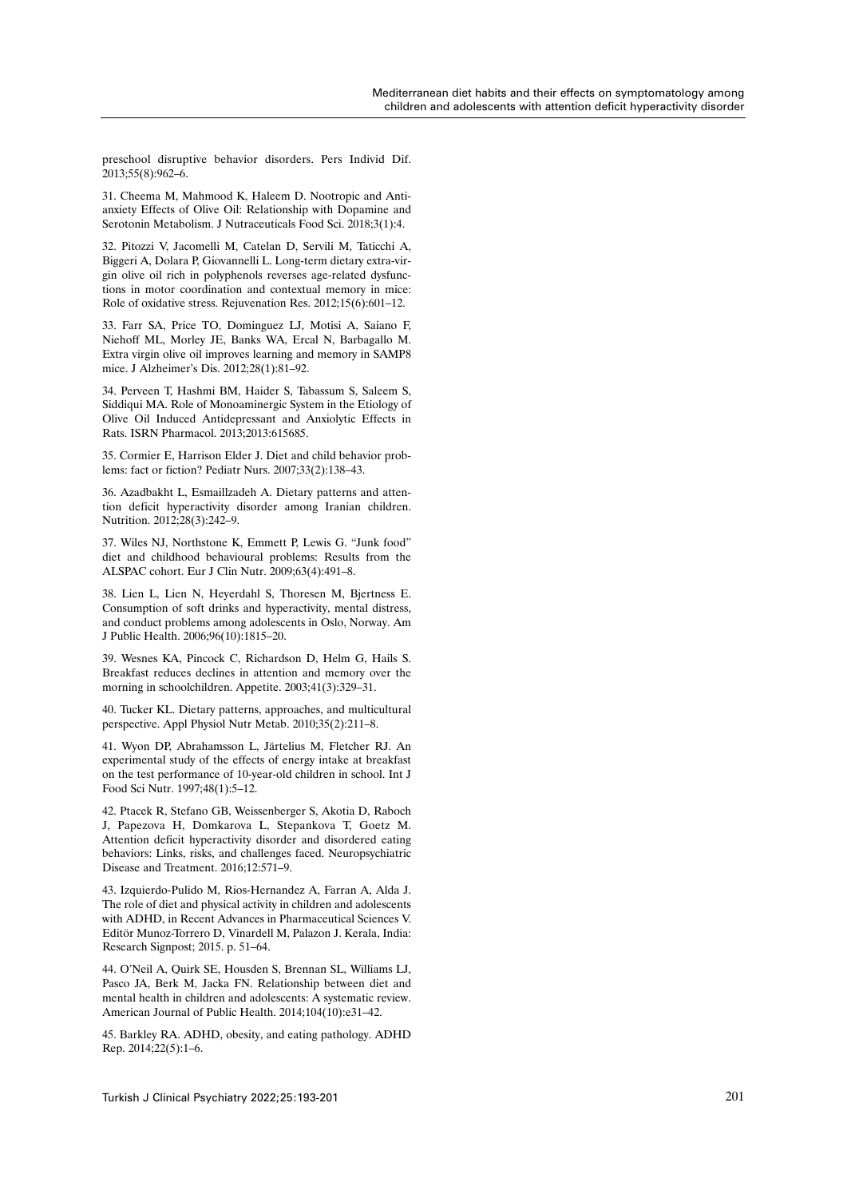preschool disruptive behavior disorders. Pers Individ Dif. 2013;55(8):962–6.

31. Cheema M, Mahmood K, Haleem D. Nootropic and Anti-anxiety Effects of Olive Oil: Relationship with Dopamine and Serotonin Metabolism. J Nutraceuticals Food Sci. 2018;3(1):4.

32. Pitozzi V, Jacomelli M, Catelan D, Servili M, Taticchi A, Biggeri A, Dolara P, Giovannelli L. Long-term dietary extra-virgin olive oil rich in polyphenols reverses age-related dysfunctions in motor coordination and contextual memory in mice: Role of oxidative stress. Rejuvenation Res. 2012;15(6):601–12.

33. Farr SA, Price TO, Dominguez LJ, Motisi A, Saiano F, Niehoff ML, Morley JE, Banks WA, Ercal N, Barbagallo M. Extra virgin olive oil improves learning and memory in SAMP8 mice. J Alzheimer's Dis. 2012;28(1):81–92.

34. Perveen T, Hashmi BM, Haider S, Tabassum S, Saleem S, Siddiqui MA. Role of Monoaminergic System in the Etiology of Olive Oil Induced Antidepressant and Anxiolytic Effects in Rats. ISRN Pharmacol. 2013;2013:615685.

35. Cormier E, Harrison Elder J. Diet and child behavior problems: fact or fiction? Pediatr Nurs. 2007;33(2):138–43.

36. Azadbakht L, Esmaillzadeh A. Dietary patterns and attention deficit hyperactivity disorder among Iranian children. Nutrition. 2012;28(3):242–9.

37. Wiles NJ, Northstone K, Emmett P, Lewis G. "Junk food" diet and childhood behavioural problems: Results from the ALSPAC cohort. Eur J Clin Nutr. 2009;63(4):491–8.

38. Lien L, Lien N, Heyerdahl S, Thoresen M, Bjertness E. Consumption of soft drinks and hyperactivity, mental distress, and conduct problems among adolescents in Oslo, Norway. Am J Public Health. 2006;96(10):1815–20.

39. Wesnes KA, Pincock C, Richardson D, Helm G, Hails S. Breakfast reduces declines in attention and memory over the morning in schoolchildren. Appetite. 2003;41(3):329–31.

40. Tucker KL. Dietary patterns, approaches, and multicultural perspective. Appl Physiol Nutr Metab. 2010;35(2):211–8.

41. Wyon DP, Abrahamsson L, Järtelius M, Fletcher RJ. An experimental study of the effects of energy intake at breakfast on the test performance of 10-year-old children in school. Int J Food Sci Nutr. 1997;48(1):5–12.

42. Ptacek R, Stefano GB, Weissenberger S, Akotia D, Raboch J, Papezova H, Domkarova L, Stepankova T, Goetz M. Attention deficit hyperactivity disorder and disordered eating behaviors: Links, risks, and challenges faced. Neuropsychiatric Disease and Treatment. 2016;12:571–9.

43. Izquierdo-Pulido M, Rios-Hernandez A, Farran A, Alda J. The role of diet and physical activity in children and adolescents with ADHD, in Recent Advances in Pharmaceutical Sciences V. Editör Munoz-Torrero D, Vinardell M, Palazon J. Kerala, India: Research Signpost; 2015. p. 51–64.

44. O'Neil A, Quirk SE, Housden S, Brennan SL, Williams LJ, Pasco JA, Berk M, Jacka FN. Relationship between diet and mental health in children and adolescents: A systematic review. American Journal of Public Health. 2014;104(10):e31–42.

45. Barkley RA. ADHD, obesity, and eating pathology. ADHD Rep. 2014;22(5):1–6.